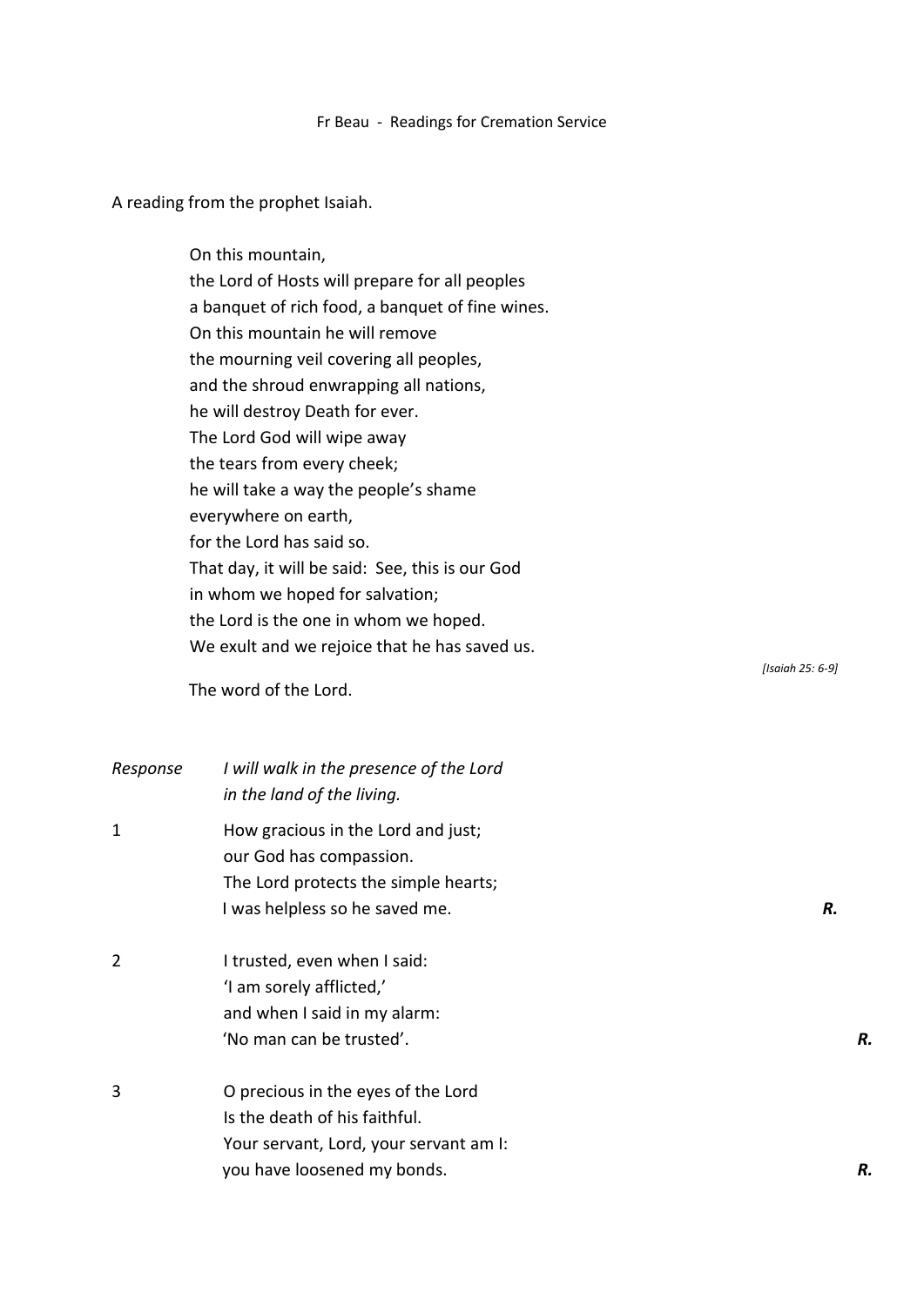Fr Beau - Readings for Cremation Service

A reading from the prophet Isaiah.

On this mountain,  
the Lord of Hosts will prepare for all peoples  
a banquet of rich food, a banquet of fine wines.  
On this mountain he will remove  
the mourning veil covering all peoples,  
and the shroud enwrapping all nations,  
he will destroy Death for ever.  
The Lord God will wipe away  
the tears from every cheek;  
he will take a way the people's shame  
everywhere on earth,  
for the Lord has said so.  
That day, it will be said: See, this is our God  
in whom we hoped for salvation;  
the Lord is the one in whom we hoped.  
We exult and we rejoice that he has saved us.

*[Isaiah 25: 6-9]*

The word of the Lord.

*Response* *I will walk in the presence of the Lord*  
*in the land of the living.*

1 How gracious in the Lord and just;  
our God has compassion.  
The Lord protects the simple hearts;  
I was helpless so he saved me. ***R.***

2 I trusted, even when I said:  
'I am sorely afflicted,'  
and when I said in my alarm:  
'No man can be trusted'. ***R.***

3 O precious in the eyes of the Lord  
Is the death of his faithful.  
Your servant, Lord, your servant am I:  
you have loosened my bonds. ***R.***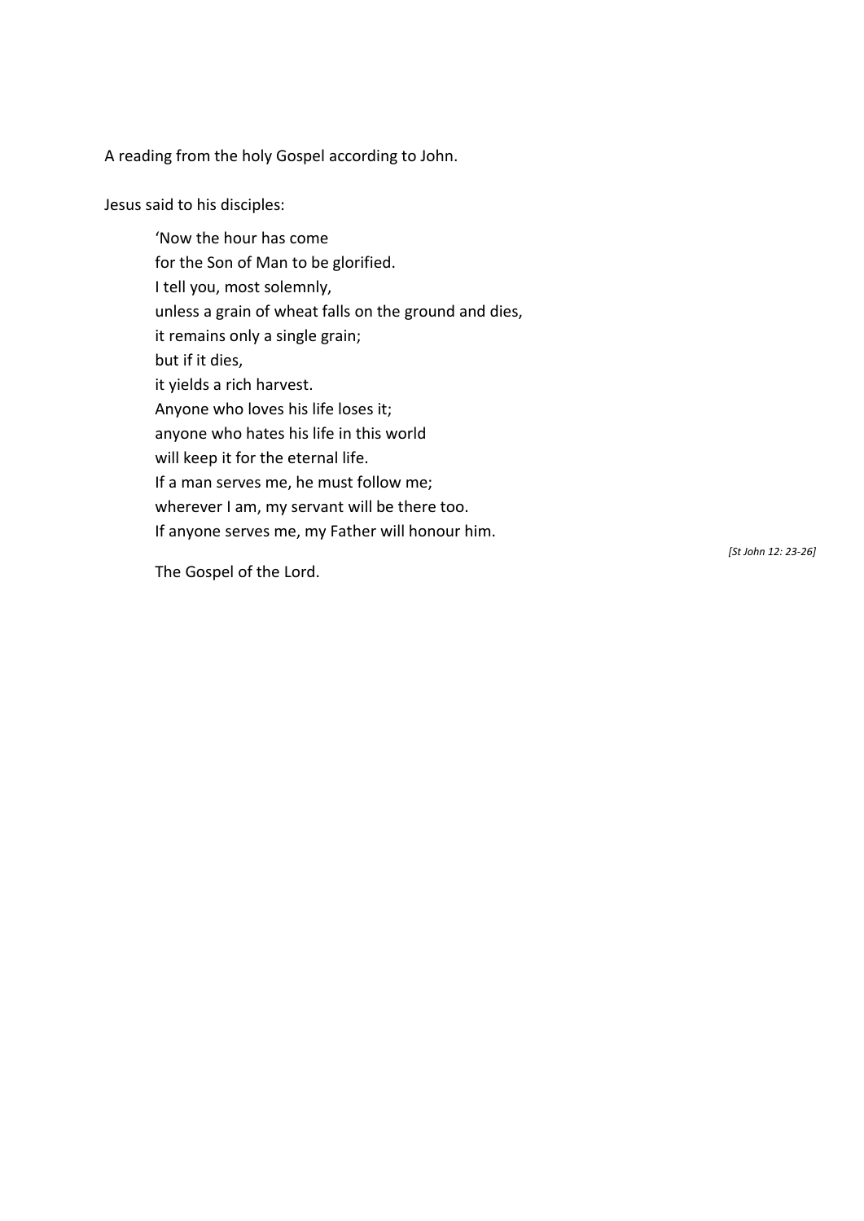A reading from the holy Gospel according to John.

Jesus said to his disciples:

> 'Now the hour has come  
> for the Son of Man to be glorified.  
> I tell you, most solemnly,  
> unless a grain of wheat falls on the ground and dies,  
> it remains only a single grain;  
> but if it dies,  
> it yields a rich harvest.  
> Anyone who loves his life loses it;  
> anyone who hates his life in this world  
> will keep it for the eternal life.  
> If a man serves me, he must follow me;  
> wherever I am, my servant will be there too.  
> If anyone serves me, my Father will honour him.

*[St John 12: 23-26]*

The Gospel of the Lord.